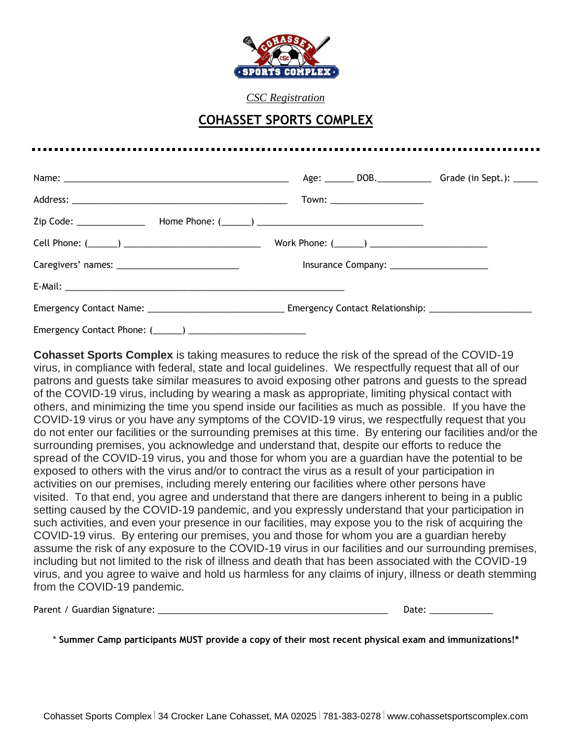*CSC Registration*

## COHASSET SPORTS COMPLEX

Name: ______________________________________________ Age: ______ DOB.___________ Grade (in Sept.): _____

Address: _____________________________________________ Town: ___________________

Zip Code: ______________ Home Phone: (______) __________________________________

Cell Phone: (______) ___________________________ Work Phone: (______) _______________________

Caregivers' names: ________________________ Insurance Company: ____________________

E-Mail: _________________________________________________________

Emergency Contact Name: ___________________________ Emergency Contact Relationship: _____________________

Emergency Contact Phone: (______) _______________________

**Cohasset Sports Complex** is taking measures to reduce the risk of the spread of the COVID-19 virus, in compliance with federal, state and local guidelines. We respectfully request that all of our patrons and guests take similar measures to avoid exposing other patrons and guests to the spread of the COVID-19 virus, including by wearing a mask as appropriate, limiting physical contact with others, and minimizing the time you spend inside our facilities as much as possible. If you have the COVID-19 virus or you have any symptoms of the COVID-19 virus, we respectfully request that you do not enter our facilities or the surrounding premises at this time. By entering our facilities and/or the surrounding premises, you acknowledge and understand that, despite our efforts to reduce the spread of the COVID-19 virus, you and those for whom you are a guardian have the potential to be exposed to others with the virus and/or to contract the virus as a result of your participation in activities on our premises, including merely entering our facilities where other persons have visited. To that end, you agree and understand that there are dangers inherent to being in a public setting caused by the COVID-19 pandemic, and you expressly understand that your participation in such activities, and even your presence in our facilities, may expose you to the risk of acquiring the COVID-19 virus. By entering our premises, you and those for whom you are a guardian hereby assume the risk of any exposure to the COVID-19 virus in our facilities and our surrounding premises, including but not limited to the risk of illness and death that has been associated with the COVID-19 virus, and you agree to waive and hold us harmless for any claims of injury, illness or death stemming from the COVID-19 pandemic.

Parent / Guardian Signature: _______________________________________________ Date: _____________

\* **Summer Camp participants MUST provide a copy of their most recent physical exam and immunizations!\***

Cohasset Sports Complex | 34 Crocker Lane Cohasset, MA 02025 | 781-383-0278 | www.cohassetsportscomplex.com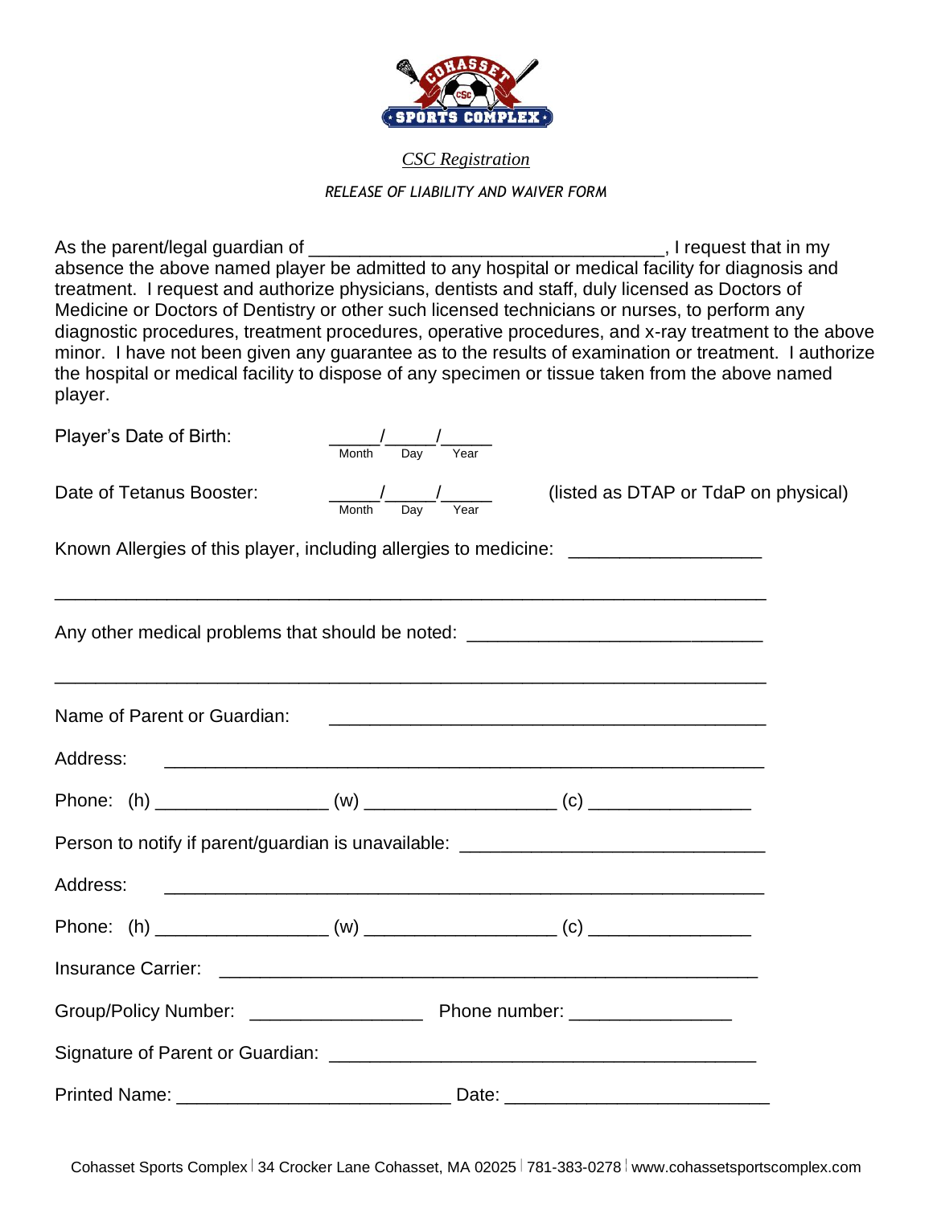*CSC Registration*

*RELEASE OF LIABILITY AND WAIVER FORM*

As the parent/legal guardian of ___________________________________, I request that in my absence the above named player be admitted to any hospital or medical facility for diagnosis and treatment. I request and authorize physicians, dentists and staff, duly licensed as Doctors of Medicine or Doctors of Dentistry or other such licensed technicians or nurses, to perform any diagnostic procedures, treatment procedures, operative procedures, and x-ray treatment to the above minor. I have not been given any guarantee as to the results of examination or treatment. I authorize the hospital or medical facility to dispose of any specimen or tissue taken from the above named player.

Player's Date of Birth: _____/_____/_____ (Month / Day / Year)

Date of Tetanus Booster: _____/_____/_____ (Month / Day / Year) (listed as DTAP or TdaP on physical)

Known Allergies of this player, including allergies to medicine: __________________

_________________________________________________________________

Any other medical problems that should be noted: ____________________________

_________________________________________________________________

Name of Parent or Guardian: ________________________________________

Address: _______________________________________________________

Phone: (h) ________________ (w) __________________ (c) _______________

Person to notify if parent/guardian is unavailable: _____________________________

Address: _______________________________________________________

Phone: (h) ________________ (w) __________________ (c) _______________

Insurance Carrier: _________________________________________________

Group/Policy Number: ________________ Phone number: _______________

Signature of Parent or Guardian: ________________________________________

Printed Name: __________________________ Date: _________________________

Cohasset Sports Complex | 34 Crocker Lane Cohasset, MA 02025 | 781-383-0278 | www.cohassetsportscomplex.com